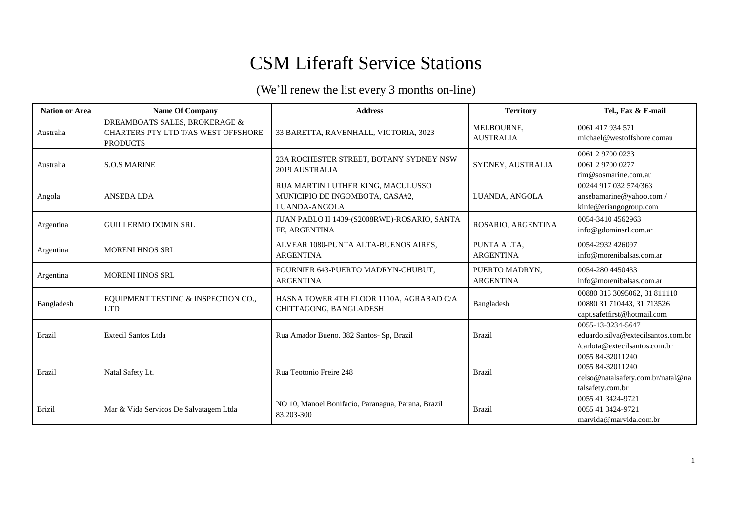# CSM Liferaft Service Stations

(We'll renew the list every 3 months on-line)

| Nation or Area | Name Of Company | Address | Territory | Tel., Fax & E-mail |
|---|---|---|---|---|
| Australia | DREAMBOATS SALES, BROKERAGE & CHARTERS PTY LTD T/AS WEST OFFSHORE PRODUCTS | 33 BARETTA, RAVENHALL, VICTORIA, 3023 | MELBOURNE, AUSTRALIA | 0061 417 934 571<br>michael@westoffshore.comau |
| Australia | S.O.S MARINE | 23A ROCHESTER STREET, BOTANY SYDNEY NSW 2019 AUSTRALIA | SYDNEY, AUSTRALIA | 0061 2 9700 0233<br>0061 2 9700 0277<br>tim@sosmarine.com.au |
| Angola | ANSEBA LDA | RUA MARTIN LUTHER KING, MACULUSSO MUNICIPIO DE INGOMBOTA, CASA#2, LUANDA-ANGOLA | LUANDA, ANGOLA | 00244 917 032 574/363<br>ansebamarine@yahoo.com / kinfe@eriangogroup.com |
| Argentina | GUILLERMO DOMIN SRL | JUAN PABLO II 1439-(S2008RWE)-ROSARIO, SANTA FE, ARGENTINA | ROSARIO, ARGENTINA | 0054-3410 4562963<br>info@gdominsrl.com.ar |
| Argentina | MORENI HNOS SRL | ALVEAR 1080-PUNTA ALTA-BUENOS AIRES, ARGENTINA | PUNTA ALTA, ARGENTINA | 0054-2932 426097<br>info@morenibalsas.com.ar |
| Argentina | MORENI HNOS SRL | FOURNIER 643-PUERTO MADRYN-CHUBUT, ARGENTINA | PUERTO MADRYN, ARGENTINA | 0054-280 4450433<br>info@morenibalsas.com.ar |
| Bangladesh | EQUIPMENT TESTING & INSPECTION CO., LTD | HASNA TOWER 4TH FLOOR 1110A, AGRABAD C/A CHITTAGONG, BANGLADESH | Bangladesh | 00880 313 3095062, 31 811110<br>00880 31 710443, 31 713526<br>capt.safetfirst@hotmail.com |
| Brazil | Extecil Santos Ltda | Rua Amador Bueno. 382 Santos- Sp, Brazil | Brazil | 0055-13-3234-5647<br>eduardo.silva@execilsantos.com.br /carlota@extecilsantos.com.br |
| Brazil | Natal Safety Lt. | Rua Teotonio Freire 248 | Brazil | 0055 84-32011240<br>0055 84-32011240<br>celso@natalsafety.com.br/natal@natalsafety.com.br |
| Brizil | Mar & Vida Servicos De Salvatagem Ltda | NO 10, Manoel Bonifacio, Paranagua, Parana, Brazil 83.203-300 | Brazil | 0055 41 3424-9721<br>0055 41 3424-9721<br>marvida@marvida.com.br |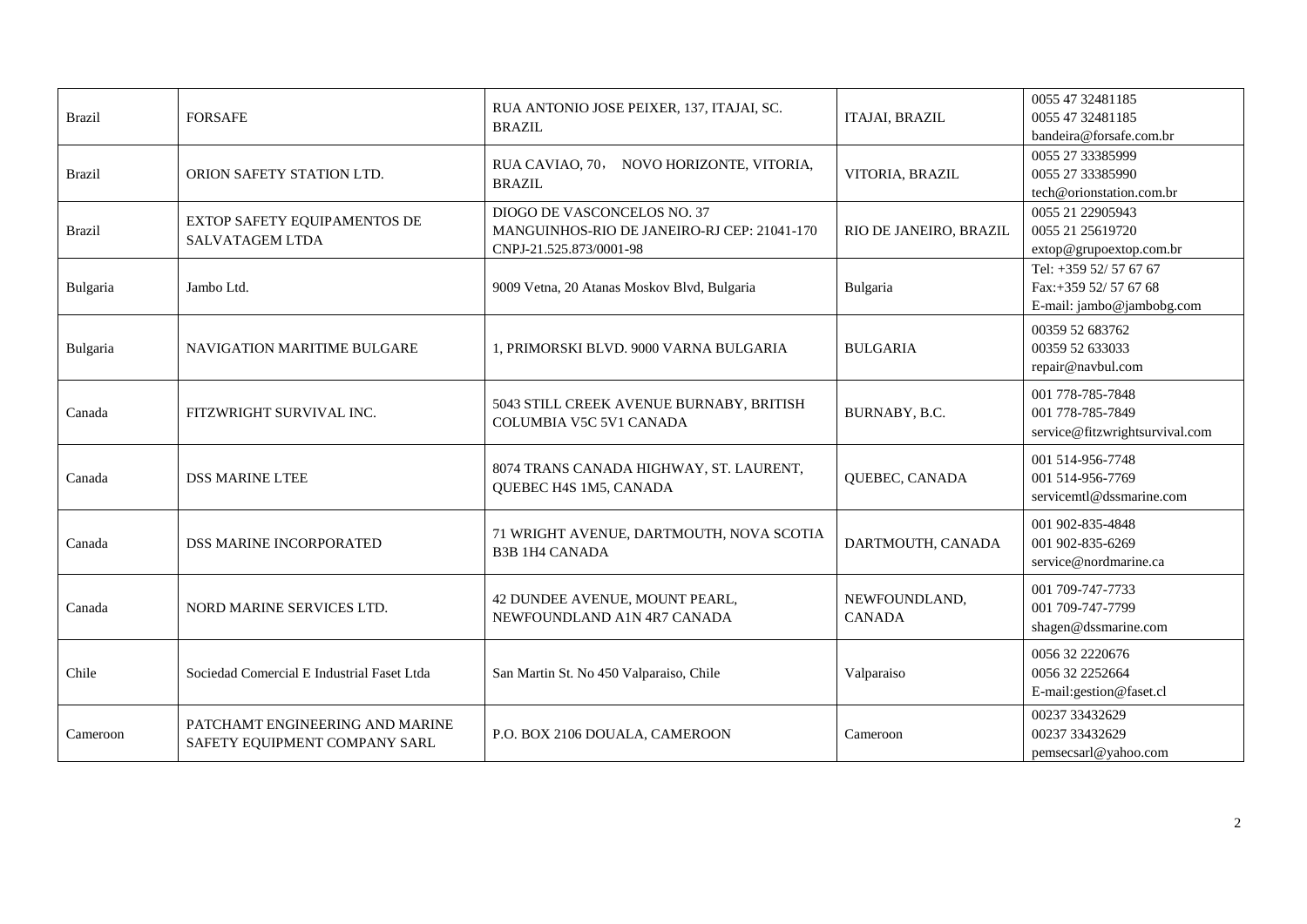| Brazil | FORSAFE | RUA ANTONIO JOSE PEIXER, 137, ITAJAI, SC. BRAZIL | ITAJAI, BRAZIL | 0055 47 32481185<br>0055 47 32481185<br>bandeira@forsafe.com.br |
|---|---|---|---|---|
| Brazil | ORION SAFETY STATION LTD. | RUA CAVIAO, 70， NOVO HORIZONTE, VITORIA, BRAZIL | VITORIA, BRAZIL | 0055 27 33385999<br>0055 27 33385990<br>tech@orionstation.com.br |
| Brazil | EXTOP SAFETY EQUIPAMENTOS DE SALVATAGEM LTDA | DIOGO DE VASCONCELOS NO. 37 MANGUINHOS-RIO DE JANEIRO-RJ CEP: 21041-170 CNPJ-21.525.873/0001-98 | RIO DE JANEIRO, BRAZIL | 0055 21 22905943<br>0055 21 25619720<br>extop@grupoextop.com.br |
| Bulgaria | Jambo Ltd. | 9009 Vetna, 20 Atanas Moskov Blvd, Bulgaria | Bulgaria | Tel: +359 52/ 57 67 67<br>Fax:+359 52/ 57 67 68<br>E-mail: jambo@jambobg.com |
| Bulgaria | NAVIGATION MARITIME BULGARE | 1, PRIMORSKI BLVD. 9000 VARNA BULGARIA | BULGARIA | 00359 52 683762<br>00359 52 633033<br>repair@navbul.com |
| Canada | FITZWRIGHT SURVIVAL INC. | 5043 STILL CREEK AVENUE BURNABY, BRITISH COLUMBIA V5C 5V1 CANADA | BURNABY, B.C. | 001 778-785-7848<br>001 778-785-7849<br>service@fitzwrightsurvival.com |
| Canada | DSS MARINE LTEE | 8074 TRANS CANADA HIGHWAY, ST. LAURENT, QUEBEC H4S 1M5, CANADA | QUEBEC, CANADA | 001 514-956-7748<br>001 514-956-7769<br>servicemtl@dssmarine.com |
| Canada | DSS MARINE INCORPORATED | 71 WRIGHT AVENUE, DARTMOUTH, NOVA SCOTIA B3B 1H4 CANADA | DARTMOUTH, CANADA | 001 902-835-4848<br>001 902-835-6269<br>service@nordmarine.ca |
| Canada | NORD MARINE SERVICES LTD. | 42 DUNDEE AVENUE, MOUNT PEARL, NEWFOUNDLAND A1N 4R7 CANADA | NEWFOUNDLAND, CANADA | 001 709-747-7733<br>001 709-747-7799<br>shagen@dssmarine.com |
| Chile | Sociedad Comercial E Industrial Faset Ltda | San Martin St. No 450 Valparaiso, Chile | Valparaiso | 0056 32 2220676<br>0056 32 2252664<br>E-mail:gestion@faset.cl |
| Cameroon | PATCHAMT ENGINEERING AND MARINE SAFETY EQUIPMENT COMPANY SARL | P.O. BOX 2106 DOUALA, CAMEROON | Cameroon | 00237 33432629<br>00237 33432629<br>pemsecsarl@yahoo.com |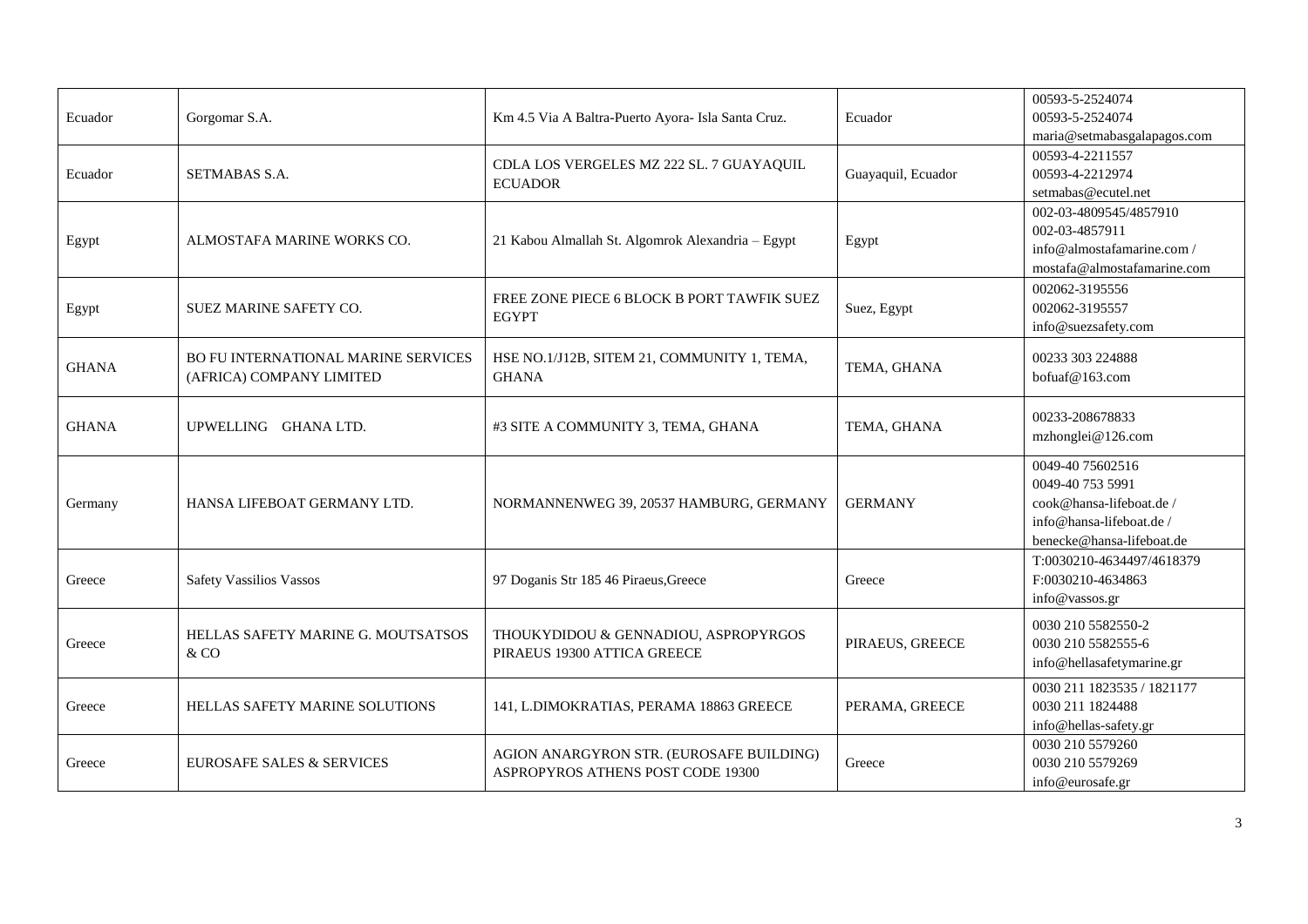| Ecuador | Gorgomar S.A. | Km 4.5 Via A Baltra-Puerto Ayora- Isla Santa Cruz. | Ecuador | 00593-5-2524074<br>00593-5-2524074<br>maria@setmabasgalapagos.com |
|---|---|---|---|---|
| Ecuador | SETMABAS S.A. | CDLA LOS VERGELES MZ 222 SL. 7 GUAYAQUIL ECUADOR | Guayaquil, Ecuador | 00593-4-2211557<br>00593-4-2212974<br>setmabas@ecutel.net |
| Egypt | ALMOSTAFA MARINE WORKS CO. | 21 Kabou Almallah St. Algomrok Alexandria – Egypt | Egypt | 002-03-4809545/4857910<br>002-03-4857911<br>info@almostafamarine.com /<br>mostafa@almostafamarine.com |
| Egypt | SUEZ MARINE SAFETY CO. | FREE ZONE PIECE 6 BLOCK B PORT TAWFIK SUEZ EGYPT | Suez, Egypt | 002062-3195556<br>002062-3195557<br>info@suezsafety.com |
| GHANA | BO FU INTERNATIONAL MARINE SERVICES (AFRICA) COMPANY LIMITED | HSE NO.1/J12B, SITEM 21, COMMUNITY 1, TEMA, GHANA | TEMA, GHANA | 00233 303 224888<br>bofuaf@163.com |
| GHANA | UPWELLING GHANA LTD. | #3 SITE A COMMUNITY 3, TEMA, GHANA | TEMA, GHANA | 00233-208678833<br>mzhonglei@126.com |
| Germany | HANSA LIFEBOAT GERMANY LTD. | NORMANNENWEG 39, 20537 HAMBURG, GERMANY | GERMANY | 0049-40 75602516<br>0049-40 753 5991<br>cook@hansa-lifeboat.de /<br>info@hansa-lifeboat.de /<br>benecke@hansa-lifeboat.de |
| Greece | Safety Vassilios Vassos | 97 Doganis Str 185 46 Piraeus,Greece | Greece | T:0030210-4634497/4618379<br>F:0030210-4634863<br>info@vassos.gr |
| Greece | HELLAS SAFETY MARINE G. MOUTSATSOS & CO | THOUKYDIDOU & GENNADIOU, ASPROPYRGOS PIRAEUS 19300 ATTICA GREECE | PIRAEUS, GREECE | 0030 210 5582550-2<br>0030 210 5582555-6<br>info@hellasafetymarine.gr |
| Greece | HELLAS SAFETY MARINE SOLUTIONS | 141, L.DIMOKRATIAS, PERAMA 18863 GREECE | PERAMA, GREECE | 0030 211 1823535 / 1821177<br>0030 211 1824488<br>info@hellas-safety.gr |
| Greece | EUROSAFE SALES & SERVICES | AGION ANARGYRON STR. (EUROSAFE BUILDING) ASPROPYROS ATHENS POST CODE 19300 | Greece | 0030 210 5579260<br>0030 210 5579269<br>info@eurosafe.gr |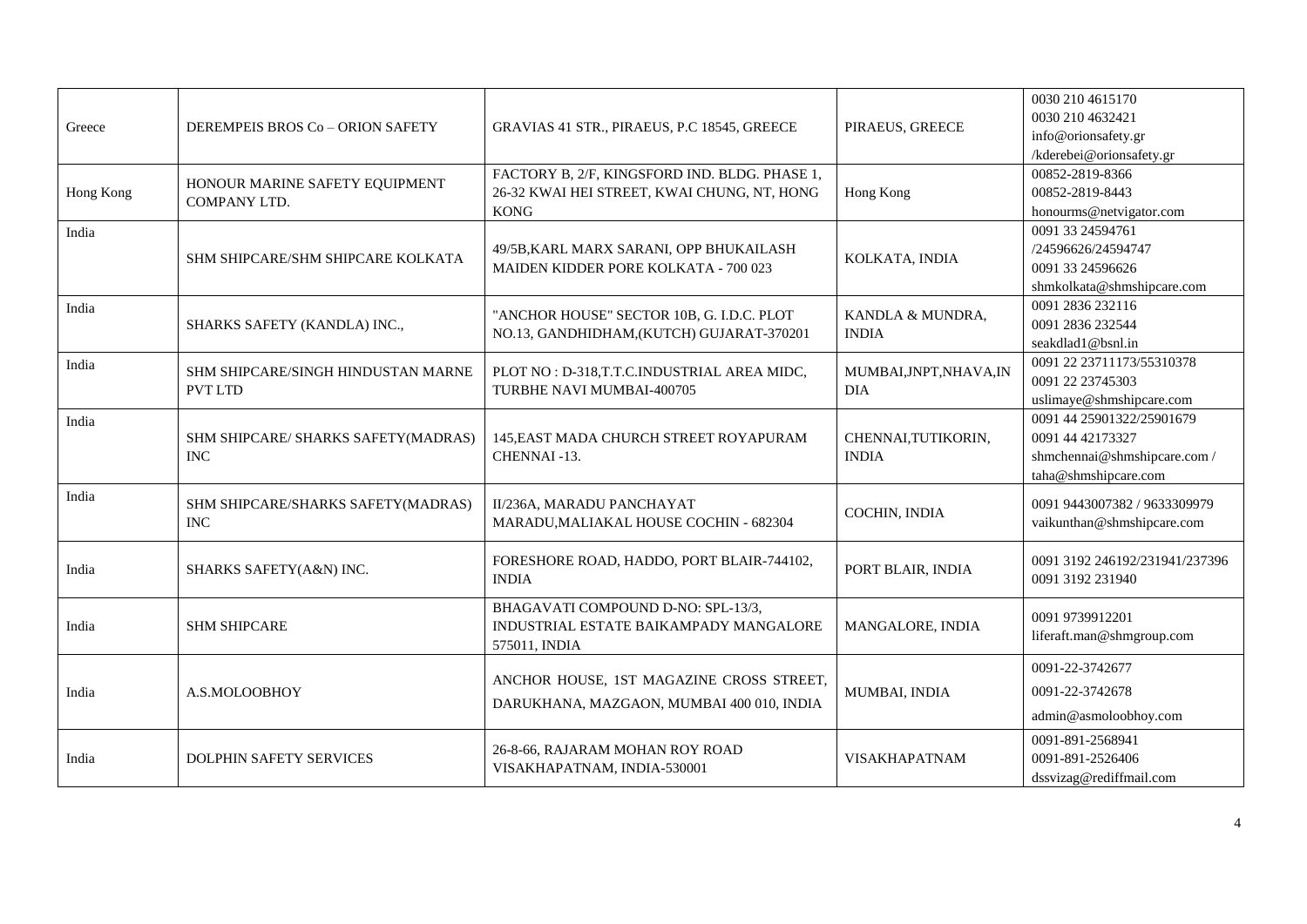| Greece | DEREMPEIS BROS Co – ORION SAFETY | GRAVIAS 41 STR., PIRAEUS, P.C 18545, GREECE | PIRAEUS, GREECE | 0030 210 4615170<br>0030 210 4632421<br>info@orionsafety.gr<br>/kderebei@orionsafety.gr |
|---|---|---|---|---|
| Hong Kong | HONOUR MARINE SAFETY EQUIPMENT COMPANY LTD. | FACTORY B, 2/F, KINGSFORD IND. BLDG. PHASE 1, 26-32 KWAI HEI STREET, KWAI CHUNG, NT, HONG KONG | Hong Kong | 00852-2819-8366<br>00852-2819-8443<br>honourms@netvigator.com |
| India | SHM SHIPCARE/SHM SHIPCARE KOLKATA | 49/5B,KARL MARX SARANI, OPP BHUKAILASH MAIDEN KIDDER PORE KOLKATA - 700 023 | KOLKATA, INDIA | 0091 33 24594761<br>/24596626/24594747<br>0091 33 24596626<br>shmkolkata@shmshipcare.com |
| India | SHARKS SAFETY (KANDLA) INC., | "ANCHOR HOUSE" SECTOR 10B, G. I.D.C. PLOT NO.13, GANDHIDHAM,(KUTCH) GUJARAT-370201 | KANDLA & MUNDRA, INDIA | 0091 2836 232116<br>0091 2836 232544<br>seakdlad1@bsnl.in |
| India | SHM SHIPCARE/SINGH HINDUSTAN MARNE PVT LTD | PLOT NO : D-318,T.T.C.INDUSTRIAL AREA MIDC, TURBHE NAVI MUMBAI-400705 | MUMBAI,JNPT,NHAVA,INDIA | 0091 22 23711173/55310378<br>0091 22 23745303<br>uslimaye@shmshipcare.com |
| India | SHM SHIPCARE/ SHARKS SAFETY(MADRAS) INC | 145,EAST MADA CHURCH STREET ROYAPURAM CHENNAI -13. | CHENNAI,TUTIKORIN, INDIA | 0091 44 25901322/25901679<br>0091 44 42173327<br>shmchennai@shmshipcare.com /<br>taha@shmshipcare.com |
| India | SHM SHIPCARE/SHARKS SAFETY(MADRAS) INC | II/236A, MARADU PANCHAYAT MARADU,MALIAKAL HOUSE COCHIN - 682304 | COCHIN, INDIA | 0091 9443007382 / 9633309979<br>vaikunthan@shmshipcare.com |
| India | SHARKS SAFETY(A&N) INC. | FORESHORE ROAD, HADDO, PORT BLAIR-744102, INDIA | PORT BLAIR, INDIA | 0091 3192 246192/231941/237396<br>0091 3192 231940 |
| India | SHM SHIPCARE | BHAGAVATI COMPOUND D-NO: SPL-13/3, INDUSTRIAL ESTATE BAIKAMPADY MANGALORE 575011, INDIA | MANGALORE, INDIA | 0091 9739912201<br>liferaft.man@shmgroup.com |
| India | A.S.MOLOOBHOY | ANCHOR HOUSE, 1ST MAGAZINE CROSS STREET, DARUKHANA, MAZGAON, MUMBAI 400 010, INDIA | MUMBAI, INDIA | 0091-22-3742677<br>0091-22-3742678<br>admin@asmoloobhoy.com |
| India | DOLPHIN SAFETY SERVICES | 26-8-66, RAJARAM MOHAN ROY ROAD VISAKHAPATNAM, INDIA-530001 | VISAKHAPATNAM | 0091-891-2568941<br>0091-891-2526406<br>dssvizag@rediffmail.com |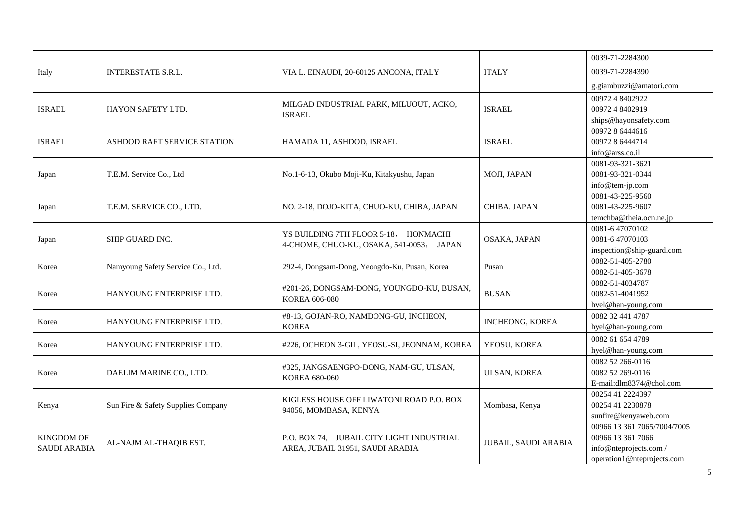| | | | | |
|---|---|---|---|---|
| Italy | INTERESTATE S.R.L. | VIA L. EINAUDI, 20-60125 ANCONA, ITALY | ITALY | 0039-71-2284300<br>0039-71-2284390<br>g.giambuzzi@amatori.com |
| ISRAEL | HAYON SAFETY LTD. | MILGAD INDUSTRIAL PARK, MILUOUT, ACKO, ISRAEL | ISRAEL | 00972 4 8402922<br>00972 4 8402919<br>ships@hayonsafety.com |
| ISRAEL | ASHDOD RAFT SERVICE STATION | HAMADA 11, ASHDOD, ISRAEL | ISRAEL | 00972 8 6444616<br>00972 8 6444714<br>info@arss.co.il |
| Japan | T.E.M. Service Co., Ltd | No.1-6-13, Okubo Moji-Ku, Kitakyushu, Japan | MOJI, JAPAN | 0081-93-321-3621<br>0081-93-321-0344<br>info@tem-jp.com |
| Japan | T.E.M. SERVICE CO., LTD. | NO. 2-18, DOJO-KITA, CHUO-KU, CHIBA, JAPAN | CHIBA. JAPAN | 0081-43-225-9560<br>0081-43-225-9607<br>temchba@theia.ocn.ne.jp |
| Japan | SHIP GUARD INC. | YS BUILDING 7TH FLOOR 5-18， HONMACHI 4-CHOME, CHUO-KU, OSAKA, 541-0053， JAPAN | OSAKA, JAPAN | 0081-6 47070102<br>0081-6 47070103<br>inspection@ship-guard.com |
| Korea | Namyoung Safety Service Co., Ltd. | 292-4, Dongsam-Dong, Yeongdo-Ku, Pusan, Korea | Pusan | 0082-51-405-2780<br>0082-51-405-3678 |
| Korea | HANYOUNG ENTERPRISE LTD. | #201-26, DONGSAM-DONG, YOUNGDO-KU, BUSAN, KOREA 606-080 | BUSAN | 0082-51-4034787<br>0082-51-4041952<br>hvel@han-young.com |
| Korea | HANYOUNG ENTERPRISE LTD. | #8-13, GOJAN-RO, NAMDONG-GU, INCHEON, KOREA | INCHEONG, KOREA | 0082 32 441 4787<br>hyel@han-young.com |
| Korea | HANYOUNG ENTERPRISE LTD. | #226, OCHEON 3-GIL, YEOSU-SI, JEONNAM, KOREA | YEOSU, KOREA | 0082 61 654 4789<br>hyel@han-young.com |
| Korea | DAELIM MARINE CO., LTD. | #325, JANGSAENGPO-DONG, NAM-GU, ULSAN, KOREA 680-060 | ULSAN, KOREA | 0082 52 266-0116<br>0082 52 269-0116<br>E-mail:dlm8374@chol.com |
| Kenya | Sun Fire & Safety Supplies Company | KIGLESS HOUSE OFF LIWATONI ROAD P.O. BOX 94056, MOMBASA, KENYA | Mombasa, Kenya | 00254 41 2224397<br>00254 41 2230878<br>sunfire@kenyaweb.com |
| KINGDOM OF SAUDI ARABIA | AL-NAJM AL-THAQIB EST. | P.O. BOX 74, JUBAIL CITY LIGHT INDUSTRIAL AREA, JUBAIL 31951, SAUDI ARABIA | JUBAIL, SAUDI ARABIA | 00966 13 361 7065/7004/7005<br>00966 13 361 7066<br>info@nteprojects.com /<br>operation1@nteprojects.com |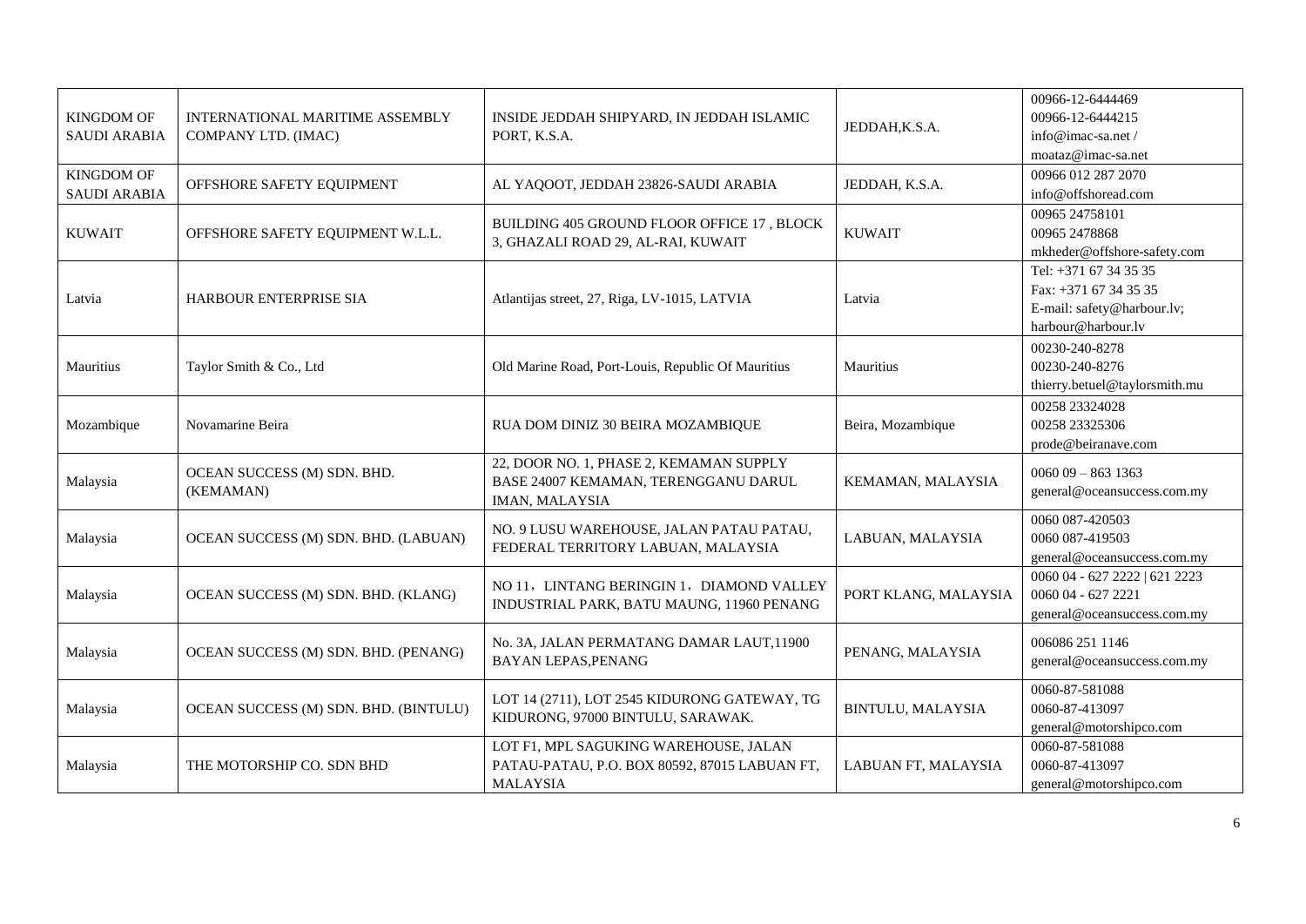| | | | | |
|---|---|---|---|---|
| KINGDOM OF SAUDI ARABIA | INTERNATIONAL MARITIME ASSEMBLY COMPANY LTD. (IMAC) | INSIDE JEDDAH SHIPYARD, IN JEDDAH ISLAMIC PORT, K.S.A. | JEDDAH,K.S.A. | 00966-12-6444469<br>00966-12-6444215<br>info@imac-sa.net /<br>moataz@imac-sa.net |
| KINGDOM OF SAUDI ARABIA | OFFSHORE SAFETY EQUIPMENT | AL YAQOOT, JEDDAH 23826-SAUDI ARABIA | JEDDAH, K.S.A. | 00966 012 287 2070<br>info@offshoread.com |
| KUWAIT | OFFSHORE SAFETY EQUIPMENT W.L.L. | BUILDING 405 GROUND FLOOR OFFICE 17 , BLOCK 3, GHAZALI ROAD 29, AL-RAI, KUWAIT | KUWAIT | 00965 24758101<br>00965 2478868<br>mkheder@offshore-safety.com |
| Latvia | HARBOUR ENTERPRISE SIA | Atlantijas street, 27, Riga, LV-1015, LATVIA | Latvia | Tel: +371 67 34 35 35<br>Fax: +371 67 34 35 35<br>E-mail: safety@harbour.lv;<br>harbour@harbour.lv |
| Mauritius | Taylor Smith & Co., Ltd | Old Marine Road, Port-Louis, Republic Of Mauritius | Mauritius | 00230-240-8278<br>00230-240-8276<br>thierry.betuel@taylorsmith.mu |
| Mozambique | Novamarine Beira | RUA DOM DINIZ 30 BEIRA MOZAMBIQUE | Beira, Mozambique | 00258 23324028<br>00258 23325306<br>prode@beiranave.com |
| Malaysia | OCEAN SUCCESS (M) SDN. BHD. (KEMAMAN) | 22, DOOR NO. 1, PHASE 2, KEMAMAN SUPPLY BASE 24007 KEMAMAN, TERENGGANU DARUL IMAN, MALAYSIA | KEMAMAN, MALAYSIA | 0060 09 – 863 1363<br>general@oceansuccess.com.my |
| Malaysia | OCEAN SUCCESS (M) SDN. BHD. (LABUAN) | NO. 9 LUSU WAREHOUSE, JALAN PATAU PATAU, FEDERAL TERRITORY LABUAN, MALAYSIA | LABUAN, MALAYSIA | 0060 087-420503<br>0060 087-419503<br>general@oceansuccess.com.my |
| Malaysia | OCEAN SUCCESS (M) SDN. BHD. (KLANG) | NO 11，LINTANG BERINGIN 1，DIAMOND VALLEY INDUSTRIAL PARK, BATU MAUNG, 11960 PENANG | PORT KLANG, MALAYSIA | 0060 04 - 627 2222 &#124; 621 2223<br>0060 04 - 627 2221<br>general@oceansuccess.com.my |
| Malaysia | OCEAN SUCCESS (M) SDN. BHD. (PENANG) | No. 3A, JALAN PERMATANG DAMAR LAUT,11900 BAYAN LEPAS,PENANG | PENANG, MALAYSIA | 006086 251 1146<br>general@oceansuccess.com.my |
| Malaysia | OCEAN SUCCESS (M) SDN. BHD. (BINTULU) | LOT 14 (2711), LOT 2545 KIDURONG GATEWAY, TG KIDURONG, 97000 BINTULU, SARAWAK. | BINTULU, MALAYSIA | 0060-87-581088<br>0060-87-413097<br>general@motorshipco.com |
| Malaysia | THE MOTORSHIP CO. SDN BHD | LOT F1, MPL SAGUKING WAREHOUSE, JALAN PATAU-PATAU, P.O. BOX 80592, 87015 LABUAN FT, MALAYSIA | LABUAN FT, MALAYSIA | 0060-87-581088<br>0060-87-413097<br>general@motorshipco.com |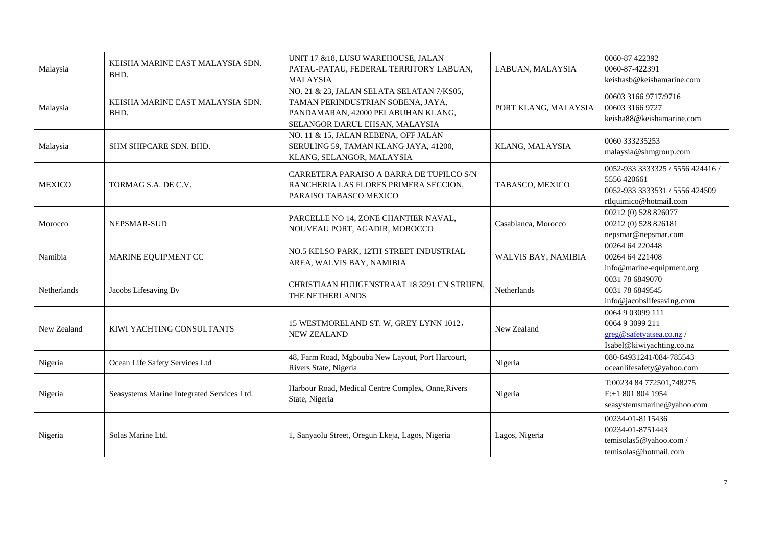| Malaysia | KEISHA MARINE EAST MALAYSIA SDN. BHD. | UNIT 17 &18, LUSU WAREHOUSE, JALAN PATAU-PATAU, FEDERAL TERRITORY LABUAN, MALAYSIA | LABUAN, MALAYSIA | 0060-87 422392<br>0060-87-422391<br>keishasb@keishamarine.com |
|---|---|---|---|---|
| Malaysia | KEISHA MARINE EAST MALAYSIA SDN. BHD. | NO. 21 & 23, JALAN SELATA SELATAN 7/KS05, TAMAN PERINDUSTRIAN SOBENA, JAYA, PANDAMARAN, 42000 PELABUHAN KLANG, SELANGOR DARUL EHSAN, MALAYSIA | PORT KLANG, MALAYSIA | 00603 3166 9717/9716<br>00603 3166 9727<br>keisha88@keishamarine.com |
| Malaysia | SHM SHIPCARE SDN. BHD. | NO. 11 & 15, JALAN REBENA, OFF JALAN SERULING 59, TAMAN KLANG JAYA, 41200, KLANG, SELANGOR, MALAYSIA | KLANG, MALAYSIA | 0060 333235253<br>malaysia@shmgroup.com |
| MEXICO | TORMAG S.A. DE C.V. | CARRETERA PARAISO A BARRA DE TUPILCO S/N RANCHERIA LAS FLORES PRIMERA SECCION, PARAISO TABASCO MEXICO | TABASCO, MEXICO | 0052-933 3333325 / 5556 424416 / 5556 420661<br>0052-933 3333531 / 5556 424509<br>rtlquimico@hotmail.com |
| Morocco | NEPSMAR-SUD | PARCELLE NO 14, ZONE CHANTIER NAVAL, NOUVEAU PORT, AGADIR, MOROCCO | Casablanca, Morocco | 00212 (0) 528 826077<br>00212 (0) 528 826181<br>nepsmar@nepsmar.com |
| Namibia | MARINE EQUIPMENT CC | NO.5 KELSO PARK, 12TH STREET INDUSTRIAL AREA, WALVIS BAY, NAMIBIA | WALVIS BAY, NAMIBIA | 00264 64 220448<br>00264 64 221408<br>info@marine-equipment.org |
| Netherlands | Jacobs Lifesaving Bv | CHRISTIAAN HUIJGENSTRAAT 18 3291 CN STRIJEN, THE NETHERLANDS | Netherlands | 0031 78 6849070<br>0031 78 6849545<br>info@jacobslifesaving.com |
| New Zealand | KIWI YACHTING CONSULTANTS | 15 WESTMORELAND ST. W, GREY LYNN 1012, NEW ZEALAND | New Zealand | 0064 9 03099 111<br>0064 9 3099 211<br>greg@safetyatsea.co.nz /<br>Isabel@kiwiyachting.co.nz |
| Nigeria | Ocean Life Safety Services Ltd | 48, Farm Road, Mgbouba New Layout, Port Harcourt, Rivers State, Nigeria | Nigeria | 080-64931241/084-785543<br>oceanlifesafety@yahoo.com |
| Nigeria | Seasystems Marine Integrated Services Ltd. | Harbour Road, Medical Centre Complex, Onne,Rivers State, Nigeria | Nigeria | T:00234 84 772501,748275<br>F:+1 801 804 1954<br>seasystemsmarine@yahoo.com |
| Nigeria | Solas Marine Ltd. | 1, Sanyaolu Street, Oregun Lkeja, Lagos, Nigeria | Lagos, Nigeria | 00234-01-8115436<br>00234-01-8751443<br>temisolas5@yahoo.com /<br>temisolas@hotmail.com |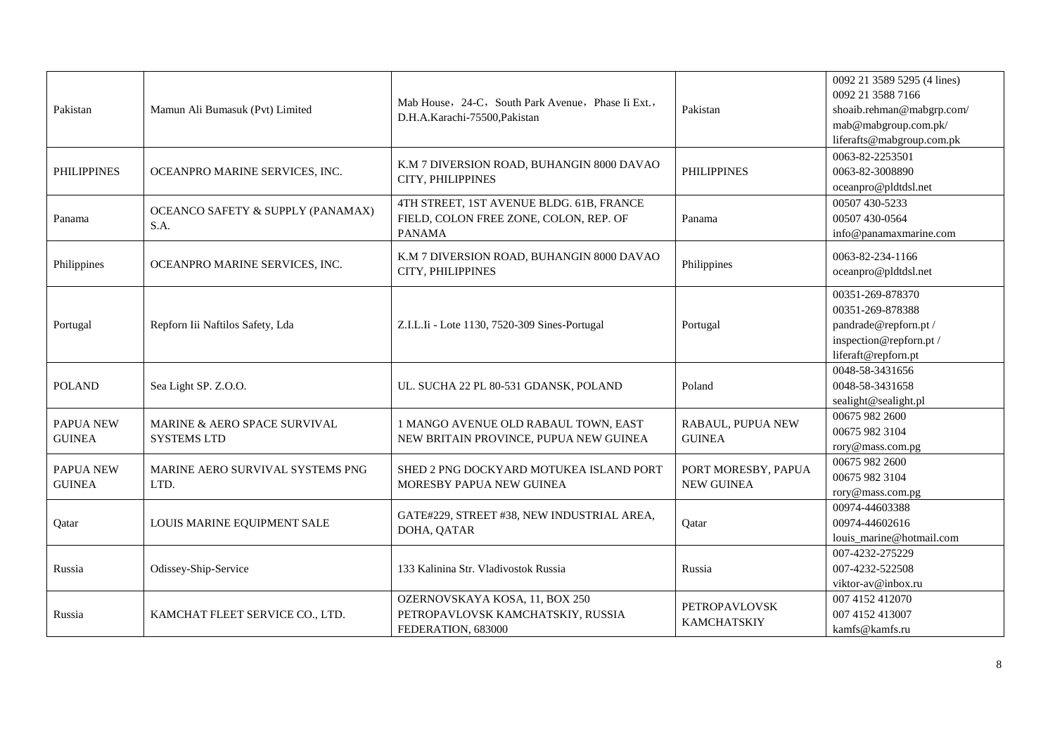| Pakistan | Mamun Ali Bumasuk (Pvt) Limited | Mab House，24-C，South Park Avenue，Phase Ii Ext.，D.H.A.Karachi-75500,Pakistan | Pakistan | 0092 21 3589 5295 (4 lines)<br>0092 21 3588 7166<br>shoaib.rehman@mabgrp.com/<br>mab@mabgroup.com.pk/<br>liferafts@mabgroup.com.pk |
|---|---|---|---|---|
| PHILIPPINES | OCEANPRO MARINE SERVICES, INC. | K.M 7 DIVERSION ROAD, BUHANGIN 8000 DAVAO CITY, PHILIPPINES | PHILIPPINES | 0063-82-2253501<br>0063-82-3008890<br>oceanpro@pldtdsl.net |
| Panama | OCEANCO SAFETY & SUPPLY (PANAMAX) S.A. | 4TH STREET, 1ST AVENUE BLDG. 61B, FRANCE FIELD, COLON FREE ZONE, COLON, REP. OF PANAMA | Panama | 00507 430-5233<br>00507 430-0564<br>info@panamaxmarine.com |
| Philippines | OCEANPRO MARINE SERVICES, INC. | K.M 7 DIVERSION ROAD, BUHANGIN 8000 DAVAO CITY, PHILIPPINES | Philippines | 0063-82-234-1166<br>oceanpro@pldtdsl.net |
| Portugal | Repforn Iii Naftilos Safety, Lda | Z.I.L.Ii - Lote 1130, 7520-309 Sines-Portugal | Portugal | 00351-269-878370<br>00351-269-878388<br>pandrade@repforn.pt /<br>inspection@repforn.pt /<br>liferaft@repforn.pt |
| POLAND | Sea Light SP. Z.O.O. | UL. SUCHA 22 PL 80-531 GDANSK, POLAND | Poland | 0048-58-3431656<br>0048-58-3431658<br>sealight@sealight.pl |
| PAPUA NEW GUINEA | MARINE & AERO SPACE SURVIVAL SYSTEMS LTD | 1 MANGO AVENUE OLD RABAUL TOWN, EAST NEW BRITAIN PROVINCE, PUPUA NEW GUINEA | RABAUL, PUPUA NEW GUINEA | 00675 982 2600<br>00675 982 3104<br>rory@mass.com.pg |
| PAPUA NEW GUINEA | MARINE AERO SURVIVAL SYSTEMS PNG LTD. | SHED 2 PNG DOCKYARD MOTUKEA ISLAND PORT MORESBY PAPUA NEW GUINEA | PORT MORESBY, PAPUA NEW GUINEA | 00675 982 2600<br>00675 982 3104<br>rory@mass.com.pg |
| Qatar | LOUIS MARINE EQUIPMENT SALE | GATE#229, STREET #38, NEW INDUSTRIAL AREA, DOHA, QATAR | Qatar | 00974-44603388<br>00974-44602616<br>louis_marine@hotmail.com |
| Russia | Odissey-Ship-Service | 133 Kalinina Str. Vladivostok Russia | Russia | 007-4232-275229<br>007-4232-522508<br>viktor-av@inbox.ru |
| Russia | KAMCHAT FLEET SERVICE CO., LTD. | OZERNOVSKAYA KOSA, 11, BOX 250 PETROPAVLOVSK KAMCHATSKIY, RUSSIA FEDERATION, 683000 | PETROPAVLOVSK KAMCHATSKIY | 007 4152 412070<br>007 4152 413007<br>kamfs@kamfs.ru |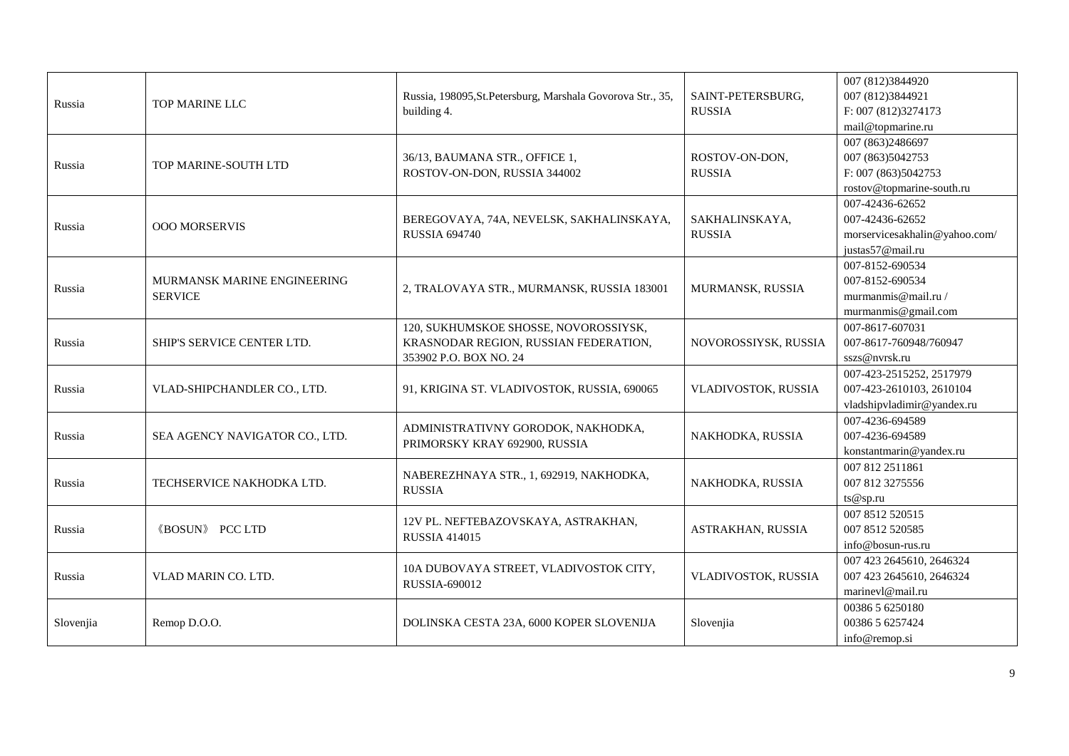| Russia | TOP MARINE LLC | Russia, 198095,St.Petersburg, Marshala Govorova Str., 35, building 4. | SAINT-PETERSBURG, RUSSIA | 007 (812)3844920<br>007 (812)3844921<br>F: 007 (812)3274173<br>mail@topmarine.ru |
|---|---|---|---|---|
| Russia | TOP MARINE-SOUTH LTD | 36/13, BAUMANA STR., OFFICE 1, ROSTOV-ON-DON, RUSSIA 344002 | ROSTOV-ON-DON, RUSSIA | 007 (863)2486697<br>007 (863)5042753<br>F: 007 (863)5042753<br>rostov@topmarine-south.ru |
| Russia | OOO MORSERVIS | BEREGOVAYA, 74A, NEVELSK, SAKHALINSKAYA, RUSSIA 694740 | SAKHALINSKAYA, RUSSIA | 007-42436-62652<br>007-42436-62652<br>morservicesakhalin@yahoo.com/<br>justas57@mail.ru |
| Russia | MURMANSK MARINE ENGINEERING SERVICE | 2, TRALOVAYA STR., MURMANSK, RUSSIA 183001 | MURMANSK, RUSSIA | 007-8152-690534<br>007-8152-690534<br>murmanmis@mail.ru /<br>murmanmis@gmail.com |
| Russia | SHIP'S SERVICE CENTER LTD. | 120, SUKHUMSKOE SHOSSE, NOVOROSSIYSK, KRASNODAR REGION, RUSSIAN FEDERATION, 353902 P.O. BOX NO. 24 | NOVOROSSIYSK, RUSSIA | 007-8617-607031<br>007-8617-760948/760947<br>sszs@nvrsk.ru |
| Russia | VLAD-SHIPCHANDLER CO., LTD. | 91, KRIGINA ST. VLADIVOSTOK, RUSSIA, 690065 | VLADIVOSTOK, RUSSIA | 007-423-2515252, 2517979<br>007-423-2610103, 2610104<br>vladshipvladimir@yandex.ru |
| Russia | SEA AGENCY NAVIGATOR CO., LTD. | ADMINISTRATIVNY GORODOK, NAKHODKA, PRIMORSKY KRAY 692900, RUSSIA | NAKHODKA, RUSSIA | 007-4236-694589<br>007-4236-694589<br>konstantmarin@yandex.ru |
| Russia | TECHSERVICE NAKHODKA LTD. | NABEREZHNAYA STR., 1, 692919, NAKHODKA, RUSSIA | NAKHODKA, RUSSIA | 007 812 2511861<br>007 812 3275556<br>ts@sp.ru |
| Russia | 《BOSUN》 PCC LTD | 12V PL. NEFTEBAZOVSKAYA, ASTRAKHAN, RUSSIA 414015 | ASTRAKHAN, RUSSIA | 007 8512 520515<br>007 8512 520585<br>info@bosun-rus.ru |
| Russia | VLAD MARIN CO. LTD. | 10A DUBOVAYA STREET, VLADIVOSTOK CITY, RUSSIA-690012 | VLADIVOSTOK, RUSSIA | 007 423 2645610, 2646324<br>007 423 2645610, 2646324<br>marinevl@mail.ru |
| Slovenjia | Remop D.O.O. | DOLINSKA CESTA 23A, 6000 KOPER SLOVENIJA | Slovenjia | 00386 5 6250180<br>00386 5 6257424<br>info@remop.si |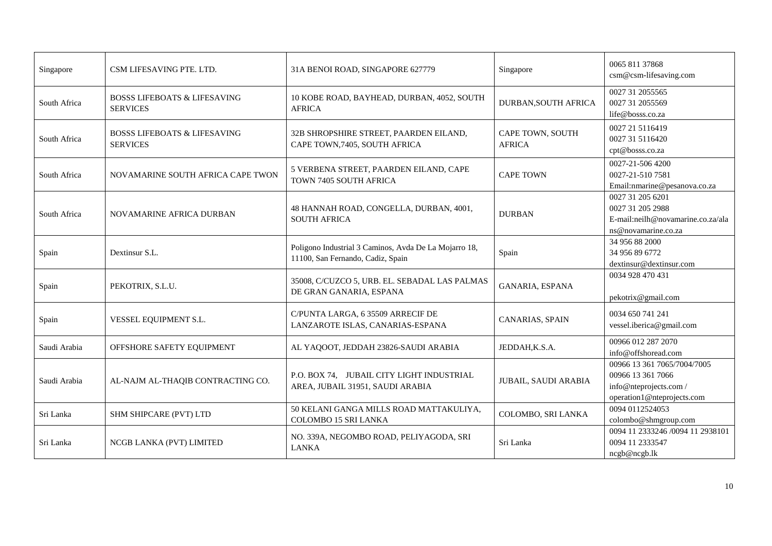| | | | | |
|---|---|---|---|---|
| Singapore | CSM LIFESAVING PTE. LTD. | 31A BENOI ROAD, SINGAPORE 627779 | Singapore | 0065 811 37868<br>csm@csm-lifesaving.com |
| South Africa | BOSSS LIFEBOATS & LIFESAVING SERVICES | 10 KOBE ROAD, BAYHEAD, DURBAN, 4052, SOUTH AFRICA | DURBAN,SOUTH AFRICA | 0027 31 2055565<br>0027 31 2055569<br>life@bosss.co.za |
| South Africa | BOSSS LIFEBOATS & LIFESAVING SERVICES | 32B SHROPSHIRE STREET, PAARDEN EILAND, CAPE TOWN,7405, SOUTH AFRICA | CAPE TOWN, SOUTH AFRICA | 0027 21 5116419<br>0027 31 5116420<br>cpt@bosss.co.za |
| South Africa | NOVAMARINE SOUTH AFRICA CAPE TWON | 5 VERBENA STREET, PAARDEN EILAND, CAPE TOWN 7405 SOUTH AFRICA | CAPE TOWN | 0027-21-506 4200<br>0027-21-510 7581<br>Email:nmarine@pesanova.co.za |
| South Africa | NOVAMARINE AFRICA DURBAN | 48 HANNAH ROAD, CONGELLA, DURBAN, 4001, SOUTH AFRICA | DURBAN | 0027 31 205 6201<br>0027 31 205 2988<br>E-mail:neilh@novamarine.co.za/alans@novamarine.co.za |
| Spain | Dextinsur S.L. | Poligono Industrial 3 Caminos, Avda De La Mojarro 18, 11100, San Fernando, Cadiz, Spain | Spain | 34 956 88 2000<br>34 956 89 6772<br>dextinsur@dextinsur.com |
| Spain | PEKOTRIX, S.L.U. | 35008, C/CUZCO 5, URB. EL. SEBADAL LAS PALMAS DE GRAN GANARIA, ESPANA | GANARIA, ESPANA | 0034 928 470 431<br>pekotrix@gmail.com |
| Spain | VESSEL EQUIPMENT S.L. | C/PUNTA LARGA, 6 35509 ARRECIF DE LANZAROTE ISLAS, CANARIAS-ESPANA | CANARIAS, SPAIN | 0034 650 741 241<br>vessel.iberica@gmail.com |
| Saudi Arabia | OFFSHORE SAFETY EQUIPMENT | AL YAQOOT, JEDDAH 23826-SAUDI ARABIA | JEDDAH,K.S.A. | 00966 012 287 2070<br>info@offshoread.com |
| Saudi Arabia | AL-NAJM AL-THAQIB CONTRACTING CO. | P.O. BOX 74, JUBAIL CITY LIGHT INDUSTRIAL AREA, JUBAIL 31951, SAUDI ARABIA | JUBAIL, SAUDI ARABIA | 00966 13 361 7065/7004/7005<br>00966 13 361 7066<br>info@nteprojects.com /<br>operation1@nteprojects.com |
| Sri Lanka | SHM SHIPCARE (PVT) LTD | 50 KELANI GANGA MILLS ROAD MATTAKULIYA, COLOMBO 15 SRI LANKA | COLOMBO, SRI LANKA | 0094 0112524053<br>colombo@shmgroup.com |
| Sri Lanka | NCGB LANKA (PVT) LIMITED | NO. 339A, NEGOMBO ROAD, PELIYAGODA, SRI LANKA | Sri Lanka | 0094 11 2333246 /0094 11 2938101<br>0094 11 2333547<br>ncgb@ncgb.lk |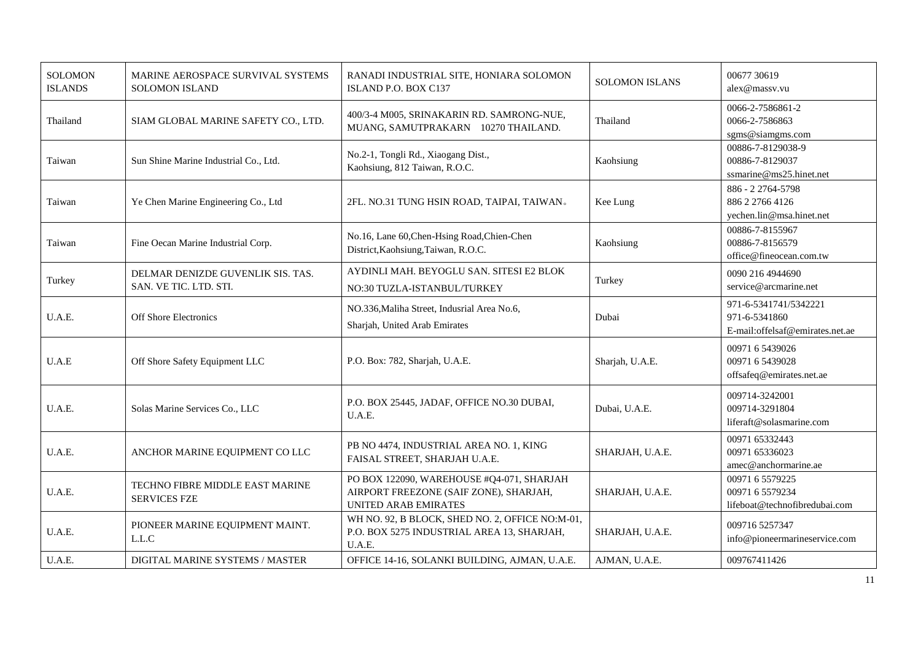| SOLOMON ISLANDS | MARINE AEROSPACE SURVIVAL SYSTEMS SOLOMON ISLAND | RANADI INDUSTRIAL SITE, HONIARA SOLOMON ISLAND P.O. BOX C137 | SOLOMON ISLANS | 00677 30619<br>alex@massv.vu |
|---|---|---|---|---|
| Thailand | SIAM GLOBAL MARINE SAFETY CO., LTD. | 400/3-4 M005, SRINAKARIN RD. SAMRONG-NUE, MUANG, SAMUTPRAKARN 10270 THAILAND. | Thailand | 0066-2-7586861-2<br>0066-2-7586863<br>sgms@siamgms.com |
| Taiwan | Sun Shine Marine Industrial Co., Ltd. | No.2-1, Tongli Rd., Xiaogang Dist., Kaohsiung, 812 Taiwan, R.O.C. | Kaohsiung | 00886-7-8129038-9<br>00886-7-8129037<br>ssmarine@ms25.hinet.net |
| Taiwan | Ye Chen Marine Engineering Co., Ltd | 2FL. NO.31 TUNG HSIN ROAD, TAIPAI, TAIWAN。 | Kee Lung | 886 - 2 2764-5798<br>886 2 2766 4126<br>yechen.lin@msa.hinet.net |
| Taiwan | Fine Oecan Marine Industrial Corp. | No.16, Lane 60,Chen-Hsing Road,Chien-Chen District,Kaohsiung,Taiwan, R.O.C. | Kaohsiung | 00886-7-8155967<br>00886-7-8156579<br>office@fineocean.com.tw |
| Turkey | DELMAR DENIZDE GUVENLIK SIS. TAS. SAN. VE TIC. LTD. STI. | AYDINLI MAH. BEYOGLU SAN. SITESI E2 BLOK NO:30 TUZLA-ISTANBUL/TURKEY | Turkey | 0090 216 4944690<br>service@arcmarine.net |
| U.A.E. | Off Shore Electronics | NO.336,Maliha Street, Indusrial Area No.6, Sharjah, United Arab Emirates | Dubai | 971-6-5341741/5342221<br>971-6-5341860<br>E-mail:offelsaf@emirates.net.ae |
| U.A.E | Off Shore Safety Equipment LLC | P.O. Box: 782, Sharjah, U.A.E. | Sharjah, U.A.E. | 00971 6 5439026<br>00971 6 5439028<br>offsafeq@emirates.net.ae |
| U.A.E. | Solas Marine Services Co., LLC | P.O. BOX 25445, JADAF, OFFICE NO.30 DUBAI, U.A.E. | Dubai, U.A.E. | 009714-3242001<br>009714-3291804<br>liferaft@solasmarine.com |
| U.A.E. | ANCHOR MARINE EQUIPMENT CO LLC | PB NO 4474, INDUSTRIAL AREA NO. 1, KING FAISAL STREET, SHARJAH U.A.E. | SHARJAH, U.A.E. | 00971 65332443<br>00971 65336023<br>amec@anchormarine.ae |
| U.A.E. | TECHNO FIBRE MIDDLE EAST MARINE SERVICES FZE | PO BOX 122090, WAREHOUSE #Q4-071, SHARJAH AIRPORT FREEZONE (SAIF ZONE), SHARJAH, UNITED ARAB EMIRATES | SHARJAH, U.A.E. | 00971 6 5579225<br>00971 6 5579234<br>lifeboat@technofibredubai.com |
| U.A.E. | PIONEER MARINE EQUIPMENT MAINT. L.L.C | WH NO. 92, B BLOCK, SHED NO. 2, OFFICE NO:M-01, P.O. BOX 5275 INDUSTRIAL AREA 13, SHARJAH, U.A.E. | SHARJAH, U.A.E. | 009716 5257347<br>info@pioneermarineservice.com |
| U.A.E. | DIGITAL MARINE SYSTEMS / MASTER | OFFICE 14-16, SOLANKI BUILDING, AJMAN, U.A.E. | AJMAN, U.A.E. | 009767411426 |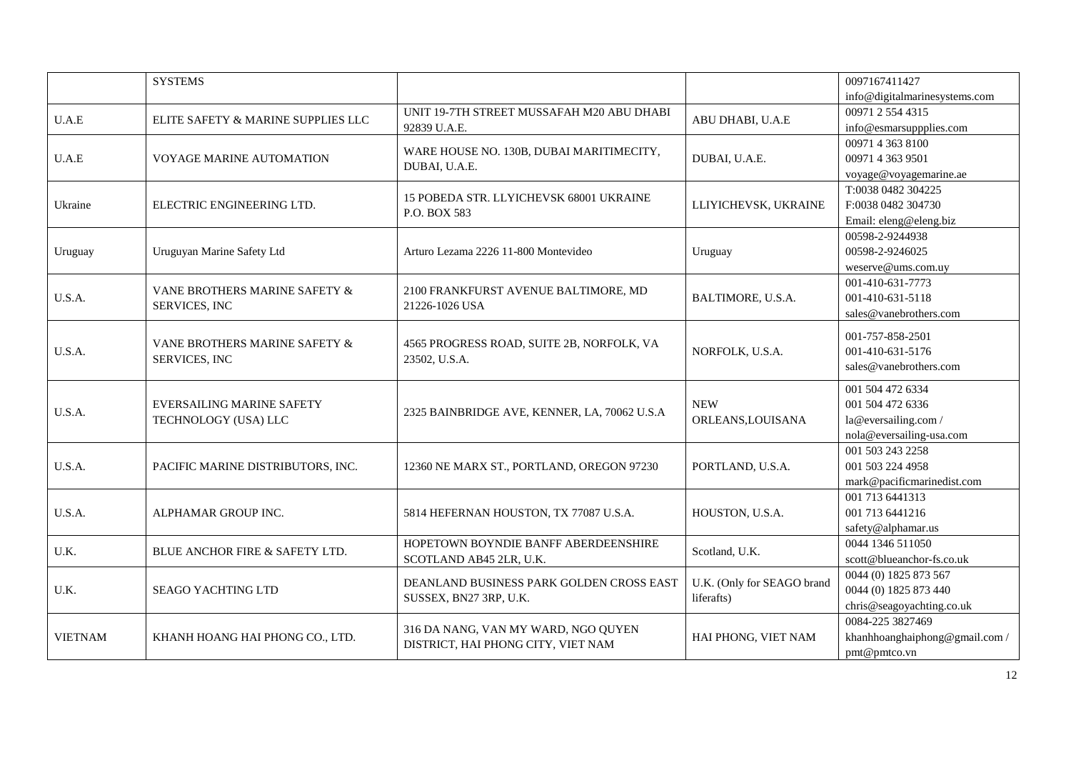| | | | | |
|---|---|---|---|---|
| | SYSTEMS | | | 0097167411427<br>info@digitalmarinesystems.com |
| U.A.E | ELITE SAFETY & MARINE SUPPLIES LLC | UNIT 19-7TH STREET MUSSAFAH M20 ABU DHABI 92839 U.A.E. | ABU DHABI, U.A.E | 00971 2 554 4315<br>info@esmarsuppplies.com |
| U.A.E | VOYAGE MARINE AUTOMATION | WARE HOUSE NO. 130B, DUBAI MARITIMECITY, DUBAI, U.A.E. | DUBAI, U.A.E. | 00971 4 363 8100<br>00971 4 363 9501<br>voyage@voyagemarine.ae |
| Ukraine | ELECTRIC ENGINEERING LTD. | 15 POBEDA STR. LLYICHEVSK 68001 UKRAINE P.O. BOX 583 | LLIYICHEVSK, UKRAINE | T:0038 0482 304225<br>F:0038 0482 304730<br>Email: eleng@eleng.biz |
| Uruguay | Uruguyan Marine Safety Ltd | Arturo Lezama 2226 11-800 Montevideo | Uruguay | 00598-2-9244938<br>00598-2-9246025<br>weserve@ums.com.uy |
| U.S.A. | VANE BROTHERS MARINE SAFETY & SERVICES, INC | 2100 FRANKFURST AVENUE BALTIMORE, MD 21226-1026 USA | BALTIMORE, U.S.A. | 001-410-631-7773<br>001-410-631-5118<br>sales@vanebrothers.com |
| U.S.A. | VANE BROTHERS MARINE SAFETY & SERVICES, INC | 4565 PROGRESS ROAD, SUITE 2B, NORFOLK, VA 23502, U.S.A. | NORFOLK, U.S.A. | 001-757-858-2501<br>001-410-631-5176<br>sales@vanebrothers.com |
| U.S.A. | EVERSAILING MARINE SAFETY TECHNOLOGY (USA) LLC | 2325 BAINBRIDGE AVE, KENNER, LA, 70062 U.S.A | NEW ORLEANS,LOUISANA | 001 504 472 6334<br>001 504 472 6336<br>la@eversailing.com /<br>nola@eversailing-usa.com |
| U.S.A. | PACIFIC MARINE DISTRIBUTORS, INC. | 12360 NE MARX ST., PORTLAND, OREGON 97230 | PORTLAND, U.S.A. | 001 503 243 2258<br>001 503 224 4958<br>mark@pacificmarinedist.com |
| U.S.A. | ALPHAMAR GROUP INC. | 5814 HEFERNAN HOUSTON, TX 77087 U.S.A. | HOUSTON, U.S.A. | 001 713 6441313<br>001 713 6441216<br>safety@alphamar.us |
| U.K. | BLUE ANCHOR FIRE & SAFETY LTD. | HOPETOWN BOYNDIE BANFF ABERDEENSHIRE SCOTLAND AB45 2LR, U.K. | Scotland, U.K. | 0044 1346 511050<br>scott@blueanchor-fs.co.uk |
| U.K. | SEAGO YACHTING LTD | DEANLAND BUSINESS PARK GOLDEN CROSS EAST SUSSEX, BN27 3RP, U.K. | U.K. (Only for SEAGO brand liferafts) | 0044 (0) 1825 873 567<br>0044 (0) 1825 873 440<br>chris@seagoyachting.co.uk |
| VIETNAM | KHANH HOANG HAI PHONG CO., LTD. | 316 DA NANG, VAN MY WARD, NGO QUYEN DISTRICT, HAI PHONG CITY, VIET NAM | HAI PHONG, VIET NAM | 0084-225 3827469<br>khanhhoanghaiphong@gmail.com /<br>pmt@pmtco.vn |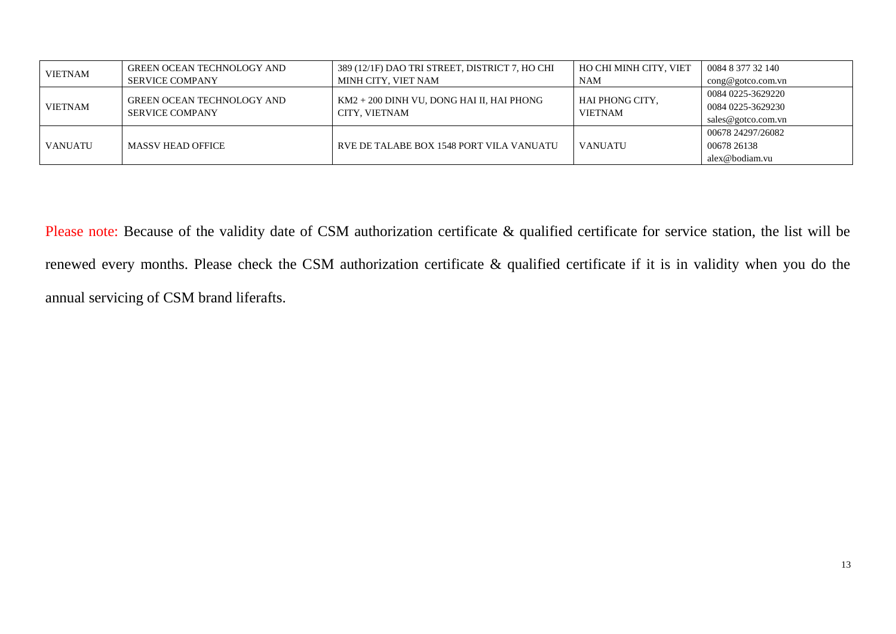| | | | | |
|---|---|---|---|---|
| VIETNAM | GREEN OCEAN TECHNOLOGY AND SERVICE COMPANY | 389 (12/1F) DAO TRI STREET, DISTRICT 7, HO CHI MINH CITY, VIET NAM | HO CHI MINH CITY, VIET NAM | 0084 8 377 32 140<br>cong@gotco.com.vn |
| VIETNAM | GREEN OCEAN TECHNOLOGY AND SERVICE COMPANY | KM2 + 200 DINH VU, DONG HAI II, HAI PHONG CITY, VIETNAM | HAI PHONG CITY, VIETNAM | 0084 0225-3629220<br>0084 0225-3629230<br>sales@gotco.com.vn |
| VANUATU | MASSV HEAD OFFICE | RVE DE TALABE BOX 1548 PORT VILA VANUATU | VANUATU | 00678 24297/26082<br>00678 26138<br>alex@bodiam.vu |

Please note: Because of the validity date of CSM authorization certificate & qualified certificate for service station, the list will be renewed every months. Please check the CSM authorization certificate & qualified certificate if it is in validity when you do the annual servicing of CSM brand liferafts.